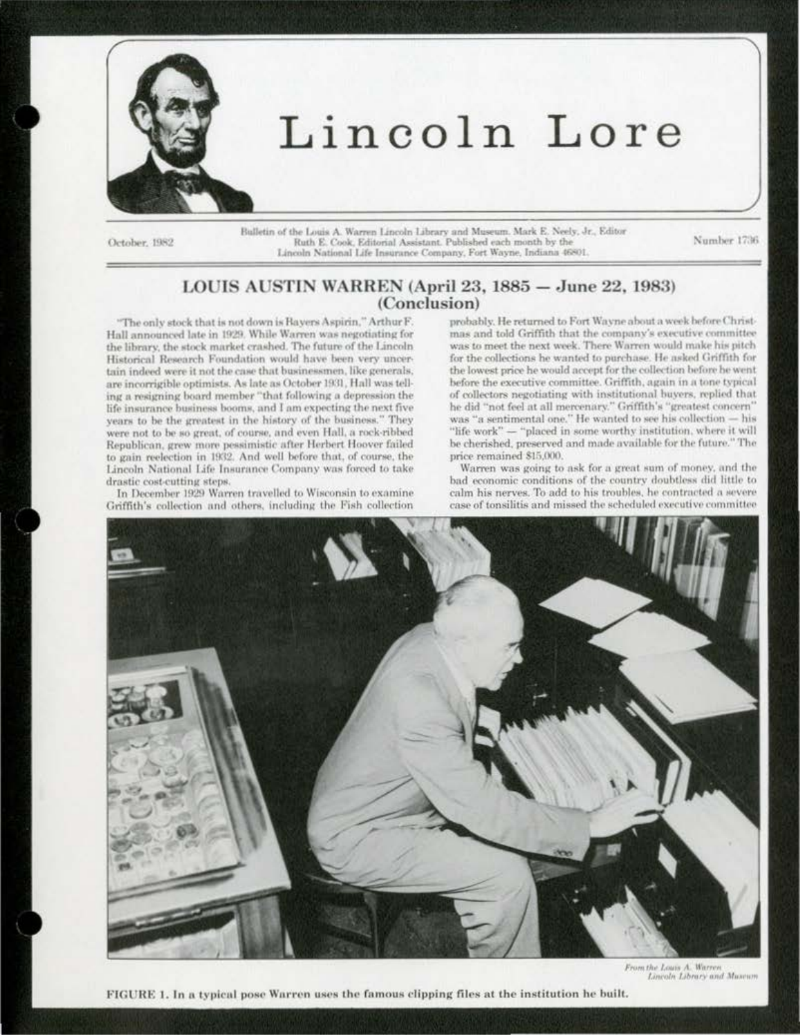# Lincoln Lore

October, 1982

Bulletin of the Louis A. Warren Lincoln Library and Museum. Mark E. Neely, Jr., Editor
Ruth E. Cook, Editorial Assistant. Published each month by the
Lincoln National Life Insurance Company, Fort Wayne, Indiana 46801.

Number 1736

## LOUIS AUSTIN WARREN (April 23, 1885 — June 22, 1983)
## (Conclusion)

"The only stock that is not down is Bayers Aspirin," Arthur F. Hall announced late in 1929. While Warren was negotiating for the library, the stock market crashed. The future of the Lincoln Historical Research Foundation would have been very uncertain indeed were it not the case that businessmen, like generals, are incorrigible optimists. As late as October 1931, Hall was telling a resigning board member "that following a depression the life insurance business booms, and I am expecting the next five years to be the greatest in the history of the business." They were not to be so great, of course, and even Hall, a rock-ribbed Republican, grew more pessimistic after Herbert Hoover failed to gain reelection in 1932. And well before that, of course, the Lincoln National Life Insurance Company was forced to take drastic cost-cutting steps.

In December 1929 Warren travelled to Wisconsin to examine Griffith's collection and others, including the Fish collection probably. He returned to Fort Wayne about a week before Christmas and told Griffith that the company's executive committee was to meet the next week. There Warren would make his pitch for the collections he wanted to purchase. He asked Griffith for the lowest price he would accept for the collection before he went before the executive committee. Griffith, again in a tone typical of collectors negotiating with institutional buyers, replied that he did "not feel at all mercenary." Griffith's "greatest concern" was "a sentimental one." He wanted to see his collection — his "life work" — "placed in some worthy institution, where it will be cherished, preserved and made available for the future." The price remained $15,000.

Warren was going to ask for a great sum of money, and the bad economic conditions of the country doubtless did little to calm his nerves. To add to his troubles, he contracted a severe case of tonsilitis and missed the scheduled executive committee

*From the Louis A. Warren Lincoln Library and Museum*

FIGURE 1. In a typical pose Warren uses the famous clipping files at the institution he built.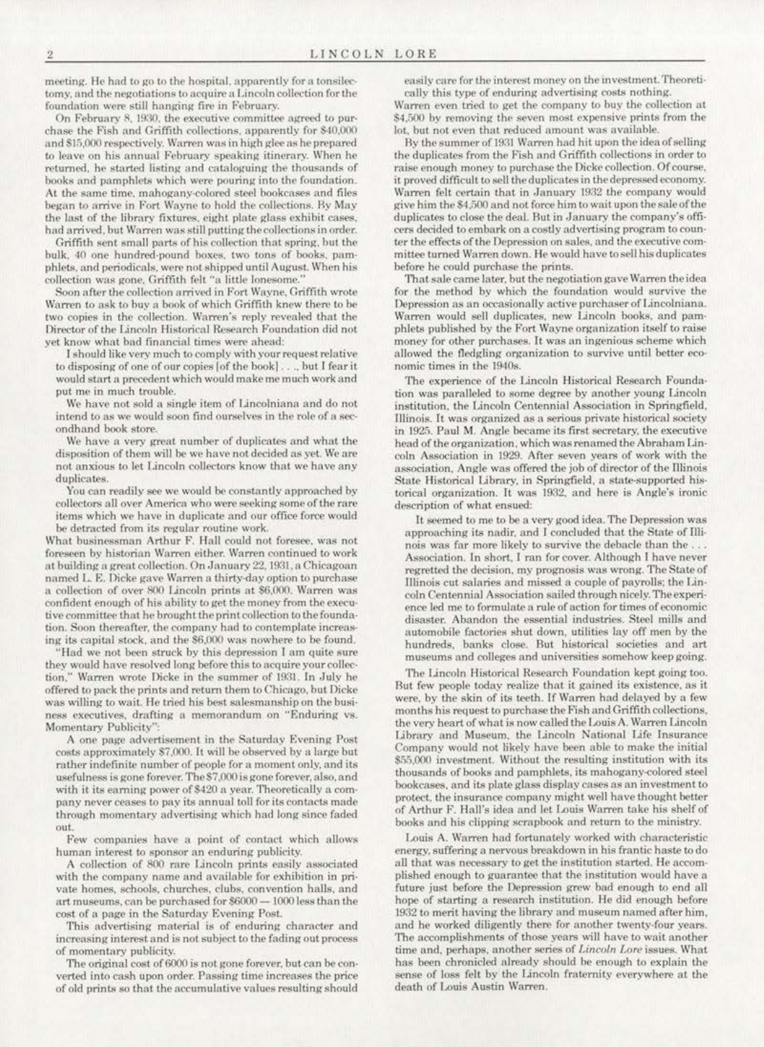meeting. He had to go to the hospital, apparently for a tonsilectomy, and the negotiations to acquire a Lincoln collection for the foundation were still hanging fire in February.

On February 8, 1930, the executive committee agreed to purchase the Fish and Griffith collections, apparently for $40,000 and $15,000 respectively. Warren was in high glee as he prepared to leave on his annual February speaking itinerary. When he returned, he started listing and cataloguing the thousands of books and pamphlets which were pouring into the foundation. At the same time, mahogany-colored steel bookcases and files began to arrive in Fort Wayne to hold the collections. By May the last of the library fixtures, eight plate glass exhibit cases, had arrived, but Warren was still putting the collections in order.

Griffith sent small parts of his collection that spring, but the bulk, 40 one hundred-pound boxes, two tons of books, pamphlets, and periodicals, were not shipped until August. When his collection was gone, Griffith felt "a little lonesome."

Soon after the collection arrived in Fort Wayne, Griffith wrote Warren to ask to buy a book of which Griffith knew there to be two copies in the collection. Warren's reply revealed that the Director of the Lincoln Historical Research Foundation did not yet know what bad financial times were ahead:

> I should like very much to comply with your request relative to disposing of one of our copies [of the book] . . ., but I fear it would start a precedent which would make me much work and put me in much trouble.
>
> We have not sold a single item of Lincolniana and do not intend to as we would soon find ourselves in the role of a secondhand book store.
>
> We have a very great number of duplicates and what the disposition of them will be we have not decided as yet. We are not anxious to let Lincoln collectors know that we have any duplicates.
>
> You can readily see we would be constantly approached by collectors all over America who were seeking some of the rare items which we have in duplicate and our office force would be detracted from its regular routine work.

What businessman Arthur F. Hall could not foresee, was not foreseen by historian Warren either. Warren continued to work at building a great collection. On January 22, 1931, a Chicagoan named L. E. Dicke gave Warren a thirty-day option to purchase a collection of over 800 Lincoln prints at $6,000. Warren was confident enough of his ability to get the money from the executive committee that he brought the print collection to the foundation. Soon thereafter, the company had to contemplate increasing its capital stock, and the $6,000 was nowhere to be found.

"Had we not been struck by this depression I am quite sure they would have resolved long before this to acquire your collection," Warren wrote Dicke in the summer of 1931. In July he offered to pack the prints and return them to Chicago, but Dicke was willing to wait. He tried his best salesmanship on the business executives, drafting a memorandum on "Enduring vs. Momentary Publicity":

> A one page advertisement in the Saturday Evening Post costs approximately $7,000. It will be observed by a large but rather indefinite number of people for a moment only, and its usefulness is gone forever. The $7,000 is gone forever, also, and with it its earning power of $420 a year. Theoretically a company never ceases to pay its annual toll for its contacts made through momentary advertising which had long since faded out.
>
> Few companies have a point of contact which allows human interest to sponsor an enduring publicity.
>
> A collection of 800 rare Lincoln prints easily associated with the company name and available for exhibition in private homes, schools, churches, clubs, convention halls, and art museums, can be purchased for $6000 — 1000 less than the cost of a page in the Saturday Evening Post.
>
> This advertising material is of enduring character and increasing interest and is not subject to the fading out process of momentary publicity.
>
> The original cost of 6000 is not gone forever, but can be converted into cash upon order. Passing time increases the price of old prints so that the accumulative values resulting should easily care for the interest money on the investment. Theoretically this type of enduring advertising costs nothing.

Warren even tried to get the company to buy the collection at $4,500 by removing the seven most expensive prints from the lot, but not even that reduced amount was available.

By the summer of 1931 Warren had hit upon the idea of selling the duplicates from the Fish and Griffith collections in order to raise enough money to purchase the Dicke collection. Of course, it proved difficult to sell the duplicates in the depressed economy. Warren felt certain that in January 1932 the company would give him the $4,500 and not force him to wait upon the sale of the duplicates to close the deal. But in January the company's officers decided to embark on a costly advertising program to counter the effects of the Depression on sales, and the executive committee turned Warren down. He would have to sell his duplicates before he could purchase the prints.

That sale came later, but the negotiation gave Warren the idea for the method by which the foundation would survive the Depression as an occasionally active purchaser of Lincolniana. Warren would sell duplicates, new Lincoln books, and pamphlets published by the Fort Wayne organization itself to raise money for other purchases. It was an ingenious scheme which allowed the fledgling organization to survive until better economic times in the 1940s.

The experience of the Lincoln Historical Research Foundation was paralleled to some degree by another young Lincoln institution, the Lincoln Centennial Association in Springfield, Illinois. It was organized as a serious private historical society in 1925. Paul M. Angle became its first secretary, the executive head of the organization, which was renamed the Abraham Lincoln Association in 1929. After seven years of work with the association, Angle was offered the job of director of the Illinois State Historical Library, in Springfield, a state-supported historical organization. It was 1932, and here is Angle's ironic description of what ensued:

> It seemed to me to be a very good idea. The Depression was approaching its nadir, and I concluded that the State of Illinois was far more likely to survive the debacle than the . . . Association. In short, I ran for cover. Although I have never regretted the decision, my prognosis was wrong. The State of Illinois cut salaries and missed a couple of payrolls; the Lincoln Centennial Association sailed through nicely. The experience led me to formulate a rule of action for times of economic disaster. Abandon the essential industries. Steel mills and automobile factories shut down, utilities lay off men by the hundreds, banks close. But historical societies and art museums and colleges and universities somehow keep going.

The Lincoln Historical Research Foundation kept going too. But few people today realize that it gained its existence, as it were, by the skin of its teeth. If Warren had delayed by a few months his request to purchase the Fish and Griffith collections, the very heart of what is now called the Louis A. Warren Lincoln Library and Museum, the Lincoln National Life Insurance Company would not likely have been able to make the initial $55,000 investment. Without the resulting institution with its thousands of books and pamphlets, its mahogany-colored steel bookcases, and its plate glass display cases as an investment to protect, the insurance company might well have thought better of Arthur F. Hall's idea and let Louis Warren take his shelf of books and his clipping scrapbook and return to the ministry.

Louis A. Warren had fortunately worked with characteristic energy, suffering a nervous breakdown in his frantic haste to do all that was necessary to get the institution started. He accomplished enough to guarantee that the institution would have a future just before the Depression grew bad enough to end all hope of starting a research institution. He did enough before 1932 to merit having the library and museum named after him, and he worked diligently there for another twenty-four years. The accomplishments of those years will have to wait another time and, perhaps, another series of *Lincoln Lore* issues. What has been chronicled already should be enough to explain the sense of loss felt by the Lincoln fraternity everywhere at the death of Louis Austin Warren.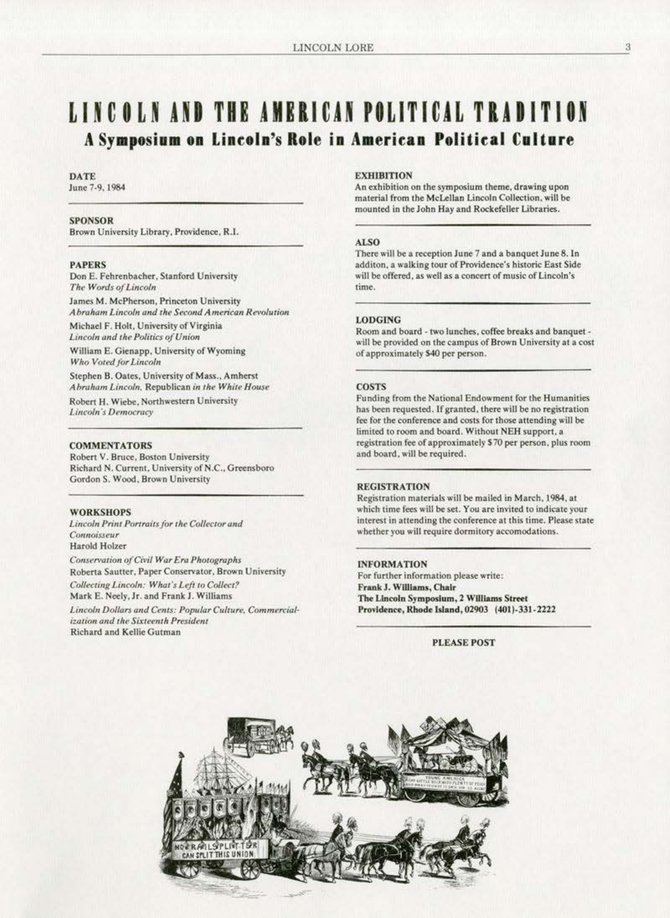# LINCOLN AND THE AMERICAN POLITICAL TRADITION

## A Symposium on Lincoln's Role in American Political Culture

**DATE**
June 7-9, 1984

**SPONSOR**
Brown University Library, Providence, R.I.

**PAPERS**

Don E. Fehrenbacher, Stanford University
*The Words of Lincoln*

James M. McPherson, Princeton University
*Abraham Lincoln and the Second American Revolution*

Michael F. Holt, University of Virginia
*Lincoln and the Politics of Union*

William E. Gienapp, University of Wyoming
*Who Voted for Lincoln*

Stephen B. Oates, University of Mass., Amherst
*Abraham Lincoln,* Republican *in the White House*

Robert H. Wiebe, Northwestern University
*Lincoln's Democracy*

**COMMENTATORS**

Robert V. Bruce, Boston University
Richard N. Current, University of N.C., Greensboro
Gordon S. Wood, Brown University

**WORKSHOPS**

*Lincoln Print Portraits for the Collector and Connoisseur*
Harold Holzer

*Conservation of Civil War Era Photographs*
Roberta Sautter, Paper Conservator, Brown University

*Collecting Lincoln: What's Left to Collect?*
Mark E. Neely, Jr. and Frank J. Williams

*Lincoln Dollars and Cents: Popular Culture, Commercialization and the Sixteenth President*
Richard and Kellie Gutman

**EXHIBITION**
An exhibition on the symposium theme, drawing upon material from the McLellan Lincoln Collection, will be mounted in the John Hay and Rockefeller Libraries.

**ALSO**
There will be a reception June 7 and a banquet June 8. In additon, a walking tour of Providence's historic East Side will be offered, as well as a concert of music of Lincoln's time.

**LODGING**
Room and board - two lunches, coffee breaks and banquet - will be provided on the campus of Brown University at a cost of approximately $40 per person.

**COSTS**
Funding from the National Endowment for the Humanities has been requested. If granted, there will be no registration fee for the conference and costs for those attending will be limited to room and board. Without NEH support, a registration fee of approximately $70 per person, plus room and board, will be required.

**REGISTRATION**
Registration materials will be mailed in March, 1984, at which time fees will be set. You are invited to indicate your interest in attending the conference at this time. Please state whether you will require dormitory accomodations.

**INFORMATION**
For further information please write:
**Frank J. Williams, Chair**
**The Lincoln Symposium, 2 Williams Street**
**Providence, Rhode Island, 02903 (401)-331-2222**

**PLEASE POST**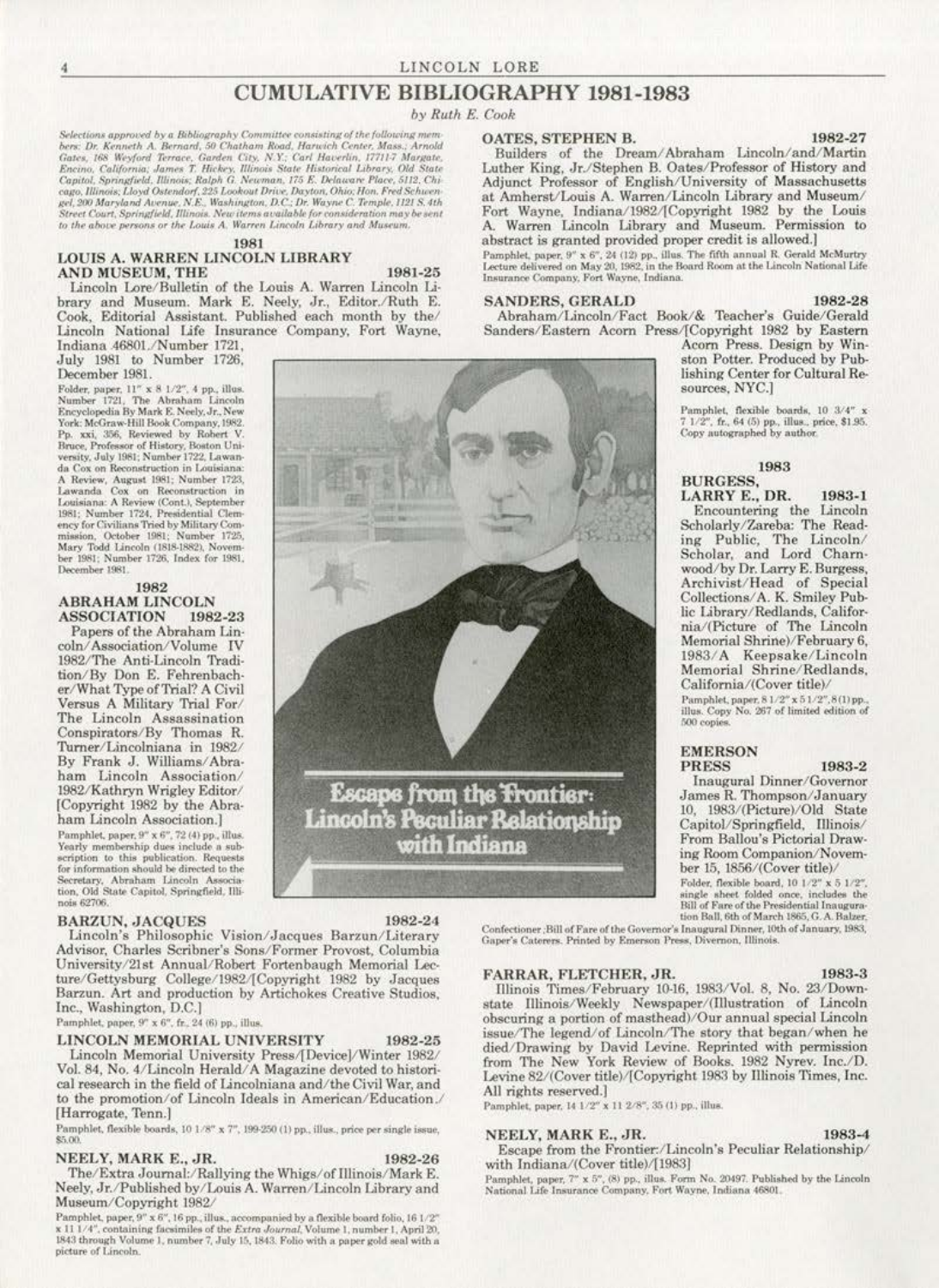# CUMULATIVE BIBLIOGRAPHY 1981-1983

*by Ruth E. Cook*

*Selections approved by a Bibliography Committee consisting of the following members: Dr. Kenneth A. Bernard, 50 Chatham Road, Harwich Center, Mass.; Arnold Gates, 168 Weyford Terrace, Garden City, N.Y.; Carl Haverlin, 17717 Margate, Encino, California; James T. Hickey, Illinois State Historical Library, Old State Capitol, Springfield, Illinois; Ralph G. Newman, 175 E. Delaware Place, 5112, Chicago, Illinois; Lloyd Ostendorf, 225 Lookout Drive, Dayton, Ohio; Hon. Fred Schwengel, 200 Maryland Avenue, N.E., Washington, D.C.; Dr. Wayne C. Temple, 1121 S. 4th Street Court, Springfield, Illinois. New items available for consideration may be sent to the above persons or the Louis A. Warren Lincoln Library and Museum.*

## 1981

### LOUIS A. WARREN LINCOLN LIBRARY AND MUSEUM, THE — 1981-25

Lincoln Lore/Bulletin of the Louis A. Warren Lincoln Library and Museum. Mark E. Neely, Jr., Editor./Ruth E. Cook, Editorial Assistant. Published each month by the/Lincoln National Life Insurance Company, Fort Wayne, Indiana 46801./Number 1721, July 1981 to Number 1726, December 1981.

Folder, paper, 11" x 8 1/2", 4 pp., illus. Number 1721, The Abraham Lincoln Encyclopedia By Mark E. Neely, Jr., New York: McGraw-Hill Book Company, 1982. Pp. xxi, 356, Reviewed by Robert V. Bruce, Professor of History, Boston University, July 1981; Number 1722, Lawanda Cox on Reconstruction in Louisiana: A Review, August 1981; Number 1723, Lawanda Cox on Reconstruction in Louisiana: A Review (Cont.), September 1981; Number 1724, Presidential Clemency for Civilians Tried by Military Commission, October 1981; Number 1725, Mary Todd Lincoln (1818-1882), November 1981; Number 1726, Index for 1981, December 1981.

## 1982

### ABRAHAM LINCOLN ASSOCIATION — 1982-23

Papers of the Abraham Lincoln/Association/Volume IV 1982/The Anti-Lincoln Tradition/By Don E. Fehrenbacher/What Type of Trial? A Civil Versus A Military Trial For/The Lincoln Assassination Conspirators/By Thomas R. Turner/Lincolniana in 1982/By Frank J. Williams/Abraham Lincoln Association/1982/Kathryn Wrigley Editor/[Copyright 1982 by the Abraham Lincoln Association.]

Pamphlet, paper, 9" x 6", 72 (4) pp., illus. Yearly membership dues include a subscription to this publication. Requests for information should be directed to the Secretary, Abraham Lincoln Association, Old State Capitol, Springfield, Illinois 62706.

### BARZUN, JACQUES — 1982-24

Lincoln's Philosophic Vision/Jacques Barzun/Literary Advisor, Charles Scribner's Sons/Former Provost, Columbia University/21st Annual/Robert Fortenbaugh Memorial Lecture/Gettysburg College/1982/[Copyright 1982 by Jacques Barzun. Art and production by Artichokes Creative Studios, Inc., Washington, D.C.]

Pamphlet, paper, 9" x 6", fr., 24 (6) pp., illus.

### LINCOLN MEMORIAL UNIVERSITY — 1982-25

Lincoln Memorial University Press/[Device]/Winter 1982/Vol. 84, No. 4/Lincoln Herald/A Magazine devoted to historical research in the field of Lincolniana and/the Civil War, and to the promotion/of Lincoln Ideals in American/Education./[Harrogate, Tenn.]

Pamphlet, flexible boards, 10 1/8" x 7", 199-250 (1) pp., illus., price per single issue, $5.00.

### NEELY, MARK E., JR. — 1982-26

The/Extra Journal:/Rallying the Whigs/of Illinois/Mark E. Neely, Jr./Published by/Louis A. Warren/Lincoln Library and Museum/Copyright 1982/

Pamphlet, paper, 9" x 6", 16 pp., illus., accompanied by a flexible board folio, 16 1/2" x 11 1/4", containing facsimiles of the *Extra Journal*, Volume 1, number 1, April 20, 1843 through Volume 1, number 7, July 15, 1843. Folio with a paper gold seal with a picture of Lincoln.

### OATES, STEPHEN B. — 1982-27

Builders of the Dream/Abraham Lincoln/and/Martin Luther King, Jr./Stephen B. Oates/Professor of History and Adjunct Professor of English/University of Massachusetts at Amherst/Louis A. Warren/Lincoln Library and Museum/Fort Wayne, Indiana/1982/[Copyright 1982 by the Louis A. Warren Lincoln Library and Museum. Permission to abstract is granted provided proper credit is allowed.]

Pamphlet, paper, 9" x 6", 24 (12) pp., illus. The fifth annual R. Gerald McMurtry Lecture delivered on May 20, 1982, in the Board Room at the Lincoln National Life Insurance Company, Fort Wayne, Indiana.

### SANDERS, GERALD — 1982-28

Abraham/Lincoln/Fact Book/& Teacher's Guide/Gerald Sanders/Eastern Acorn Press/[Copyright 1982 by Eastern Acorn Press. Design by Winston Potter. Produced by Publishing Center for Cultural Resources, NYC.]

Pamphlet, flexible boards, 10 3/4" x 7 1/2", fr., 64 (5) pp., illus., price, $1.95. Copy autographed by author.

## 1983

### BURGESS, LARRY E., DR. — 1983-1

Encountering the Lincoln Scholarly/Zareba: The Reading Public, The Lincoln/Scholar, and Lord Charnwood/by Dr. Larry E. Burgess, Archivist/Head of Special Collections/A. K. Smiley Public Library/Redlands, California/(Picture of The Lincoln Memorial Shrine)/February 6, 1983/A Keepsake/Lincoln Memorial Shrine/Redlands, California/(Cover title)/

Pamphlet, paper, 8 1/2" x 5 1/2", 8 (1) pp., illus. Copy No. 267 of limited edition of 500 copies.

### EMERSON PRESS — 1983-2

Inaugural Dinner/Governor James R. Thompson/January 10, 1983/(Picture)/Old State Capitol/Springfield, Illinois/From Ballou's Pictorial Drawing Room Companion/November 15, 1856/(Cover title)/

Folder, flexible board, 10 1/2" x 5 1/2", single sheet folded once, includes the Bill of Fare of the Presidential Inauguration Ball, 6th of March 1865, G. A. Balzer, Confectioner; Bill of Fare of the Governor's Inaugural Dinner, 10th of January, 1983, Gaper's Caterers. Printed by Emerson Press, Divernon, Illinois.

### FARRAR, FLETCHER, JR. — 1983-3

Illinois Times/February 10-16, 1983/Vol. 8, No. 23/Downstate Illinois/Weekly Newspaper/(Illustration of Lincoln obscuring a portion of masthead)/Our annual special Lincoln issue/The legend/of Lincoln/The story that began/when he died/Drawing by David Levine. Reprinted with permission from The New York Review of Books. 1982 Nyrev. Inc./D. Levine 82/(Cover title)/[Copyright 1983 by Illinois Times, Inc. All rights reserved.]

Pamphlet, paper, 14 1/2" x 11 2/8", 35 (1) pp., illus.

### NEELY, MARK E., JR. — 1983-4

Escape from the Frontier:/Lincoln's Peculiar Relationship/with Indiana/(Cover title)/[1983]

Pamphlet, paper, 7" x 5", (8) pp., illus. Form No. 20497. Published by the Lincoln National Life Insurance Company, Fort Wayne, Indiana 46801.

Escape from the Frontier:
Lincoln's Peculiar Relationship
with Indiana